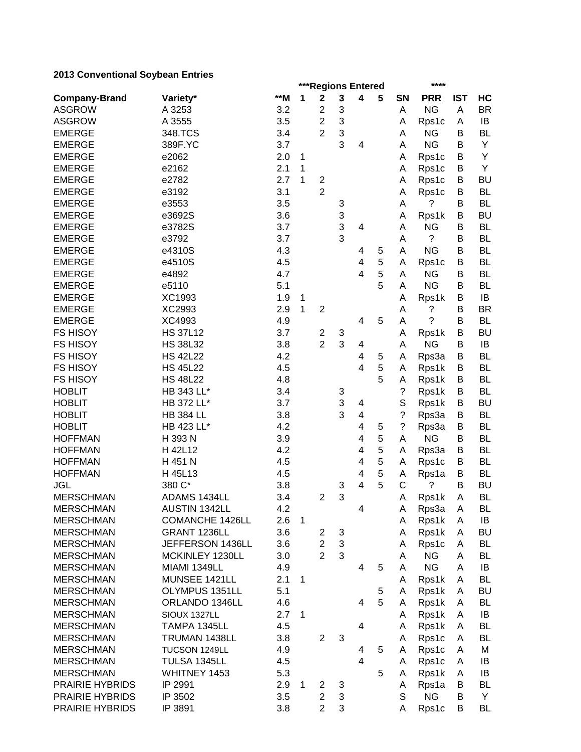## 2013 Conventional Soybean Entries

| Company-Brand | Variety* | **M | ***Regions Entered | | | | | SN | **** PRR | IST | HC |
|---|---|---|---|---|---|---|---|---|---|---|---|
| | | | 1 | 2 | 3 | 4 | 5 | | | | |
| ASGROW | A 3253 | 3.2 | | 2 | 3 | | | A | NG | A | BR |
| ASGROW | A 3555 | 3.5 | | 2 | 3 | | | A | Rps1c | A | IB |
| EMERGE | 348.TCS | 3.4 | | 2 | 3 | | | A | NG | B | BL |
| EMERGE | 389F.YC | 3.7 | | | 3 | 4 | | A | NG | B | Y |
| EMERGE | e2062 | 2.0 | 1 | | | | | A | Rps1c | B | Y |
| EMERGE | e2162 | 2.1 | 1 | | | | | A | Rps1c | B | Y |
| EMERGE | e2782 | 2.7 | 1 | 2 | | | | A | Rps1c | B | BU |
| EMERGE | e3192 | 3.1 | | 2 | | | | A | Rps1c | B | BL |
| EMERGE | e3553 | 3.5 | | | 3 | | | A | ? | B | BL |
| EMERGE | e3692S | 3.6 | | | 3 | | | A | Rps1k | B | BU |
| EMERGE | e3782S | 3.7 | | | 3 | 4 | | A | NG | B | BL |
| EMERGE | e3792 | 3.7 | | | 3 | | | A | ? | B | BL |
| EMERGE | e4310S | 4.3 | | | | 4 | 5 | A | NG | B | BL |
| EMERGE | e4510S | 4.5 | | | | 4 | 5 | A | Rps1c | B | BL |
| EMERGE | e4892 | 4.7 | | | | 4 | 5 | A | NG | B | BL |
| EMERGE | e5110 | 5.1 | | | | | 5 | A | NG | B | BL |
| EMERGE | XC1993 | 1.9 | 1 | | | | | A | Rps1k | B | IB |
| EMERGE | XC2993 | 2.9 | 1 | 2 | | | | A | ? | B | BR |
| EMERGE | XC4993 | 4.9 | | | | 4 | 5 | A | ? | B | BL |
| FS HISOY | HS 37L12 | 3.7 | | 2 | 3 | | | A | Rps1k | B | BU |
| FS HISOY | HS 38L32 | 3.8 | | 2 | 3 | 4 | | A | NG | B | IB |
| FS HISOY | HS 42L22 | 4.2 | | | | 4 | 5 | A | Rps3a | B | BL |
| FS HISOY | HS 45L22 | 4.5 | | | | 4 | 5 | A | Rps1k | B | BL |
| FS HISOY | HS 48L22 | 4.8 | | | | | 5 | A | Rps1k | B | BL |
| HOBLIT | HB 343 LL* | 3.4 | | | 3 | | | ? | Rps1k | B | BL |
| HOBLIT | HB 372 LL* | 3.7 | | | 3 | 4 | | S | Rps1k | B | BU |
| HOBLIT | HB 384 LL | 3.8 | | | 3 | 4 | | ? | Rps3a | B | BL |
| HOBLIT | HB 423 LL* | 4.2 | | | | 4 | 5 | ? | Rps3a | B | BL |
| HOFFMAN | H 393 N | 3.9 | | | | 4 | 5 | A | NG | B | BL |
| HOFFMAN | H 42L12 | 4.2 | | | | 4 | 5 | A | Rps3a | B | BL |
| HOFFMAN | H 451 N | 4.5 | | | | 4 | 5 | A | Rps1c | B | BL |
| HOFFMAN | H 45L13 | 4.5 | | | | 4 | 5 | A | Rps1a | B | BL |
| JGL | 380 C* | 3.8 | | | 3 | 4 | 5 | C | ? | B | BU |
| MERSCHMAN | ADAMS 1434LL | 3.4 | | 2 | 3 | | | A | Rps1k | A | BL |
| MERSCHMAN | AUSTIN 1342LL | 4.2 | | | | 4 | | A | Rps3a | A | BL |
| MERSCHMAN | COMANCHE 1426LL | 2.6 | 1 | | | | | A | Rps1k | A | IB |
| MERSCHMAN | GRANT 1236LL | 3.6 | | 2 | 3 | | | A | Rps1k | A | BU |
| MERSCHMAN | JEFFERSON 1436LL | 3.6 | | 2 | 3 | | | A | Rps1c | A | BL |
| MERSCHMAN | MCKINLEY 1230LL | 3.0 | | 2 | 3 | | | A | NG | A | BL |
| MERSCHMAN | MIAMI 1349LL | 4.9 | | | | 4 | 5 | A | NG | A | IB |
| MERSCHMAN | MUNSEE 1421LL | 2.1 | 1 | | | | | A | Rps1k | A | BL |
| MERSCHMAN | OLYMPUS 1351LL | 5.1 | | | | | 5 | A | Rps1k | A | BU |
| MERSCHMAN | ORLANDO 1346LL | 4.6 | | | | 4 | 5 | A | Rps1k | A | BL |
| MERSCHMAN | SIOUX 1327LL | 2.7 | 1 | | | | | A | Rps1k | A | IB |
| MERSCHMAN | TAMPA 1345LL | 4.5 | | | | 4 | | A | Rps1k | A | BL |
| MERSCHMAN | TRUMAN 1438LL | 3.8 | | 2 | 3 | | | A | Rps1c | A | BL |
| MERSCHMAN | TUCSON 1249LL | 4.9 | | | | 4 | 5 | A | Rps1c | A | M |
| MERSCHMAN | TULSA 1345LL | 4.5 | | | | 4 | | A | Rps1c | A | IB |
| MERSCHMAN | WHITNEY 1453 | 5.3 | | | | | 5 | A | Rps1k | A | IB |
| PRAIRIE HYBRIDS | IP 2991 | 2.9 | 1 | 2 | 3 | | | A | Rps1a | B | BL |
| PRAIRIE HYBRIDS | IP 3502 | 3.5 | | 2 | 3 | | | S | NG | B | Y |
| PRAIRIE HYBRIDS | IP 3891 | 3.8 | | 2 | 3 | | | A | Rps1c | B | BL |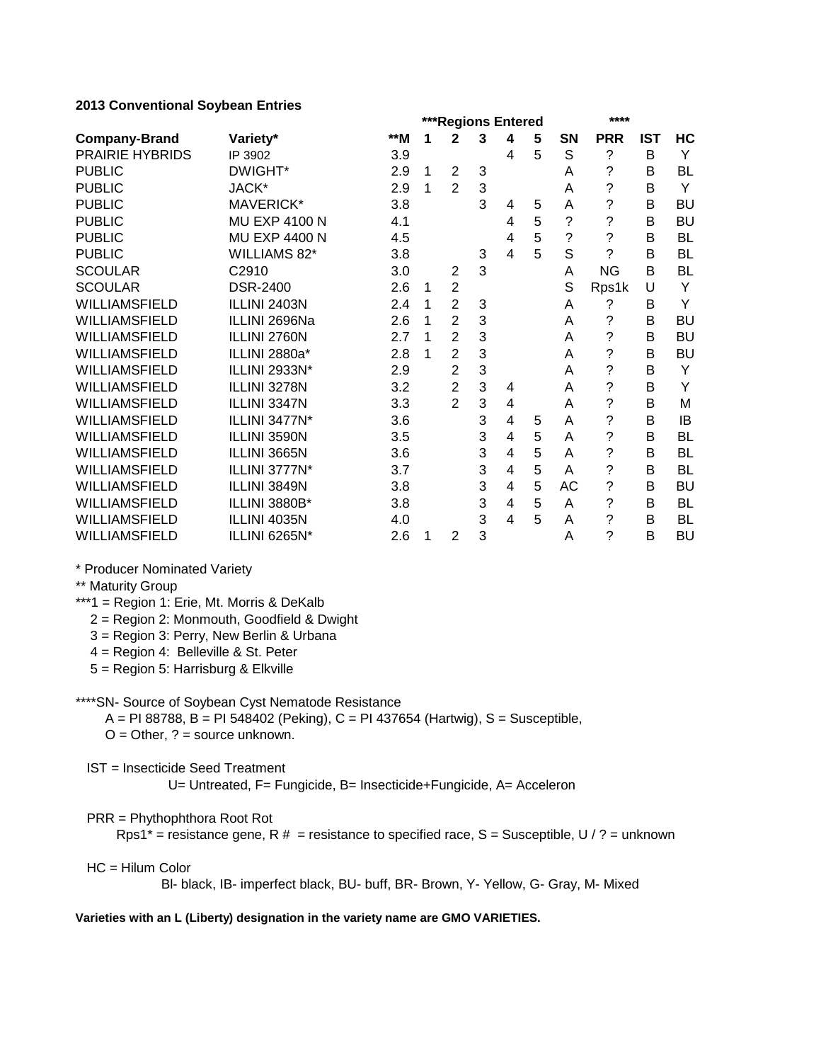**2013 Conventional Soybean Entries**

| Company-Brand | Variety* | **M | ***Regions Entered 1 | 2 | 3 | 4 | 5 | **** SN | PRR | IST | HC |
|---|---|---|---|---|---|---|---|---|---|---|---|
| PRAIRIE HYBRIDS | IP 3902 | 3.9 | | | | 4 | 5 | S | ? | B | Y |
| PUBLIC | DWIGHT* | 2.9 | 1 | 2 | 3 | | | A | ? | B | BL |
| PUBLIC | JACK* | 2.9 | 1 | 2 | 3 | | | A | ? | B | Y |
| PUBLIC | MAVERICK* | 3.8 | | | 3 | 4 | 5 | A | ? | B | BU |
| PUBLIC | MU EXP 4100 N | 4.1 | | | | 4 | 5 | ? | ? | B | BU |
| PUBLIC | MU EXP 4400 N | 4.5 | | | | 4 | 5 | ? | ? | B | BL |
| PUBLIC | WILLIAMS 82* | 3.8 | | | 3 | 4 | 5 | S | ? | B | BL |
| SCOULAR | C2910 | 3.0 | | 2 | 3 | | | A | NG | B | BL |
| SCOULAR | DSR-2400 | 2.6 | 1 | 2 | | | | S | Rps1k | U | Y |
| WILLIAMSFIELD | ILLINI 2403N | 2.4 | 1 | 2 | 3 | | | A | ? | B | Y |
| WILLIAMSFIELD | ILLINI 2696Na | 2.6 | 1 | 2 | 3 | | | A | ? | B | BU |
| WILLIAMSFIELD | ILLINI 2760N | 2.7 | 1 | 2 | 3 | | | A | ? | B | BU |
| WILLIAMSFIELD | ILLINI 2880a* | 2.8 | 1 | 2 | 3 | | | A | ? | B | BU |
| WILLIAMSFIELD | ILLINI 2933N* | 2.9 | | 2 | 3 | | | A | ? | B | Y |
| WILLIAMSFIELD | ILLINI 3278N | 3.2 | | 2 | 3 | 4 | | A | ? | B | Y |
| WILLIAMSFIELD | ILLINI 3347N | 3.3 | | 2 | 3 | 4 | | A | ? | B | M |
| WILLIAMSFIELD | ILLINI 3477N* | 3.6 | | | 3 | 4 | 5 | A | ? | B | IB |
| WILLIAMSFIELD | ILLINI 3590N | 3.5 | | | 3 | 4 | 5 | A | ? | B | BL |
| WILLIAMSFIELD | ILLINI 3665N | 3.6 | | | 3 | 4 | 5 | A | ? | B | BL |
| WILLIAMSFIELD | ILLINI 3777N* | 3.7 | | | 3 | 4 | 5 | A | ? | B | BL |
| WILLIAMSFIELD | ILLINI 3849N | 3.8 | | | 3 | 4 | 5 | AC | ? | B | BU |
| WILLIAMSFIELD | ILLINI 3880B* | 3.8 | | | 3 | 4 | 5 | A | ? | B | BL |
| WILLIAMSFIELD | ILLINI 4035N | 4.0 | | | 3 | 4 | 5 | A | ? | B | BL |
| WILLIAMSFIELD | ILLINI 6265N* | 2.6 | 1 | 2 | 3 | | | A | ? | B | BU |

\* Producer Nominated Variety

** Maturity Group

***1 = Region 1: Erie, Mt. Morris & DeKalb
2 = Region 2: Monmouth, Goodfield & Dwight
3 = Region 3: Perry, New Berlin & Urbana
4 = Region 4: Belleville & St. Peter
5 = Region 5: Harrisburg & Elkville

****SN- Source of Soybean Cyst Nematode Resistance
A = PI 88788, B = PI 548402 (Peking), C = PI 437654 (Hartwig), S = Susceptible,
O = Other, ? = source unknown.

IST = Insecticide Seed Treatment
U= Untreated, F= Fungicide, B= Insecticide+Fungicide, A= Acceleron

PRR = Phythophthora Root Rot
Rps1* = resistance gene, R # = resistance to specified race, S = Susceptible, U / ? = unknown

HC = Hilum Color
Bl- black, IB- imperfect black, BU- buff, BR- Brown, Y- Yellow, G- Gray, M- Mixed

**Varieties with an L (Liberty) designation in the variety name are GMO VARIETIES.**